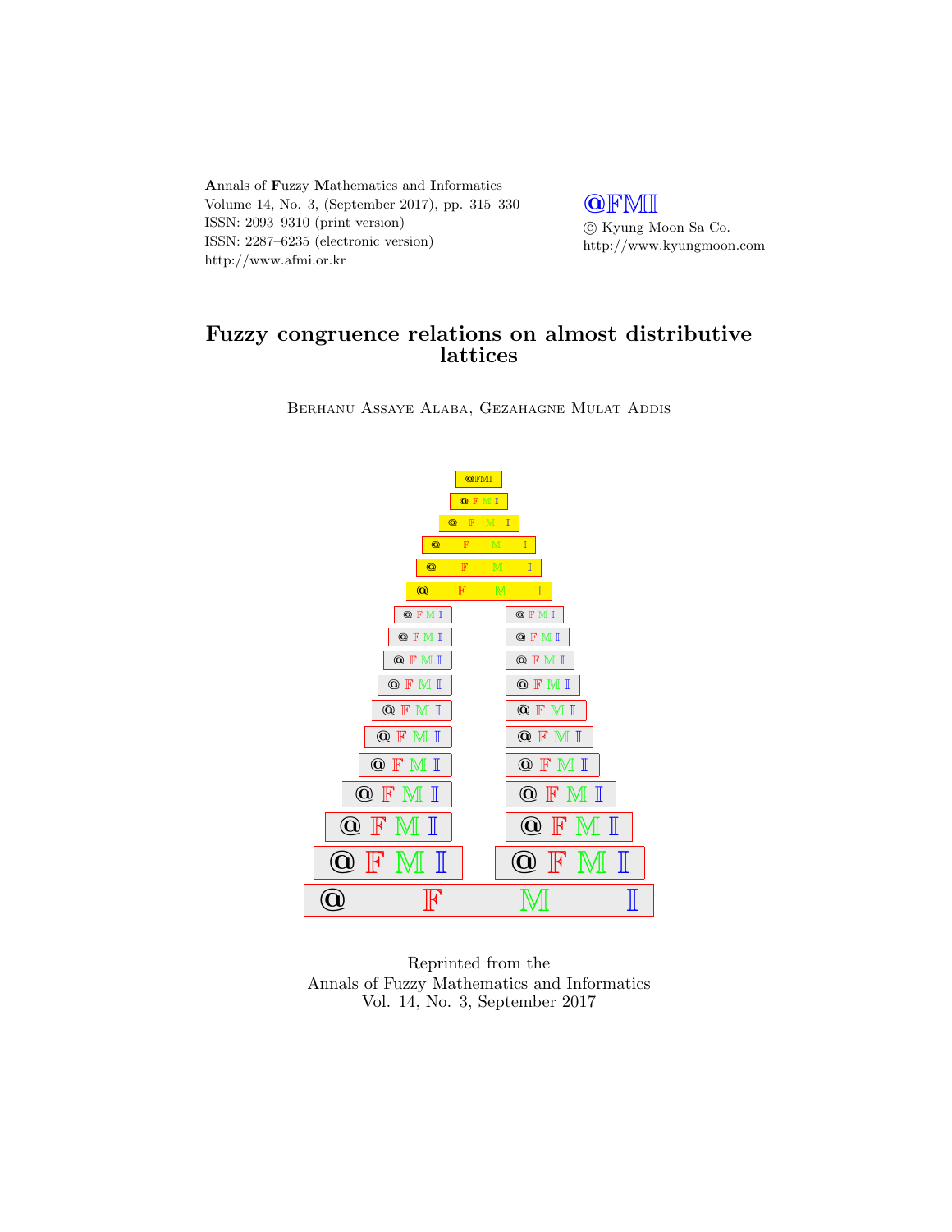Annals of Fuzzy Mathematics and Informatics
Volume 14, No. 3, (September 2017), pp. 315–330
ISSN: 2093–9310 (print version)
ISSN: 2287–6235 (electronic version)
http://www.afmi.or.kr

@FMI
© Kyung Moon Sa Co.
http://www.kyungmoon.com

# Fuzzy congruence relations on almost distributive lattices

Berhanu Assaye Alaba, Gezahagne Mulat Addis

Reprinted from the
Annals of Fuzzy Mathematics and Informatics
Vol. 14, No. 3, September 2017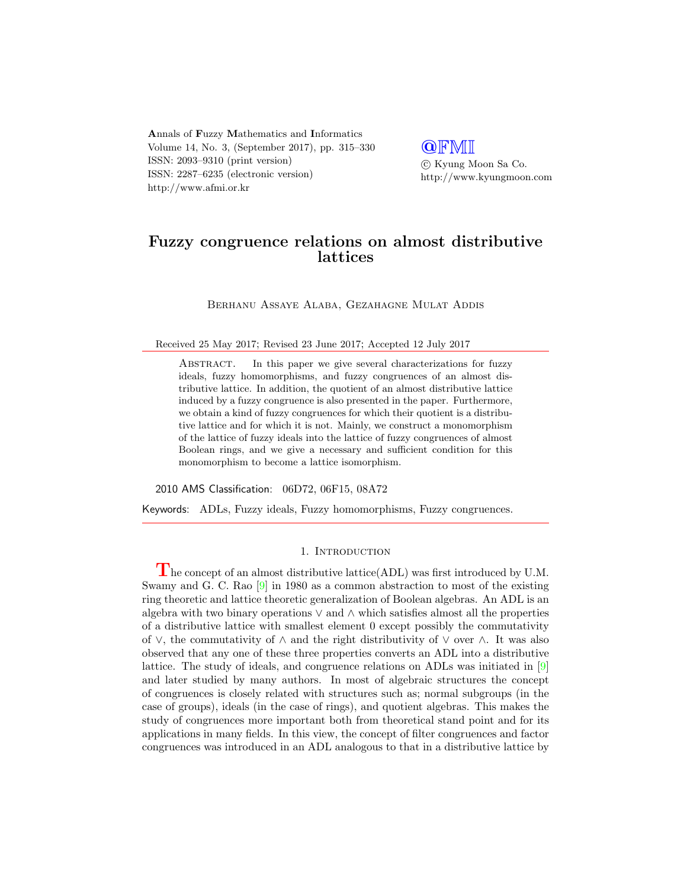Annals of Fuzzy Mathematics and Informatics
Volume 14, No. 3, (September 2017), pp. 315–330
ISSN: 2093–9310 (print version)
ISSN: 2287–6235 (electronic version)
http://www.afmi.or.kr

@FMI
© Kyung Moon Sa Co.
http://www.kyungmoon.com

# Fuzzy congruence relations on almost distributive lattices

Berhanu Assaye Alaba, Gezahagne Mulat Addis

Received 25 May 2017; Revised 23 June 2017; Accepted 12 July 2017

Abstract. In this paper we give several characterizations for fuzzy ideals, fuzzy homomorphisms, and fuzzy congruences of an almost distributive lattice. In addition, the quotient of an almost distributive lattice induced by a fuzzy congruence is also presented in the paper. Furthermore, we obtain a kind of fuzzy congruences for which their quotient is a distributive lattice and for which it is not. Mainly, we construct a monomorphism of the lattice of fuzzy ideals into the lattice of fuzzy congruences of almost Boolean rings, and we give a necessary and sufficient condition for this monomorphism to become a lattice isomorphism.

2010 AMS Classification: 06D72, 06F15, 08A72

Keywords: ADLs, Fuzzy ideals, Fuzzy homomorphisms, Fuzzy congruences.

## 1. Introduction

The concept of an almost distributive lattice(ADL) was first introduced by U.M. Swamy and G. C. Rao [9] in 1980 as a common abstraction to most of the existing ring theoretic and lattice theoretic generalization of Boolean algebras. An ADL is an algebra with two binary operations $\vee$ and $\wedge$ which satisfies almost all the properties of a distributive lattice with smallest element 0 except possibly the commutativity of $\vee$, the commutativity of $\wedge$ and the right distributivity of $\vee$ over $\wedge$. It was also observed that any one of these three properties converts an ADL into a distributive lattice. The study of ideals, and congruence relations on ADLs was initiated in [9] and later studied by many authors. In most of algebraic structures the concept of congruences is closely related with structures such as; normal subgroups (in the case of groups), ideals (in the case of rings), and quotient algebras. This makes the study of congruences more important both from theoretical stand point and for its applications in many fields. In this view, the concept of filter congruences and factor congruences was introduced in an ADL analogous to that in a distributive lattice by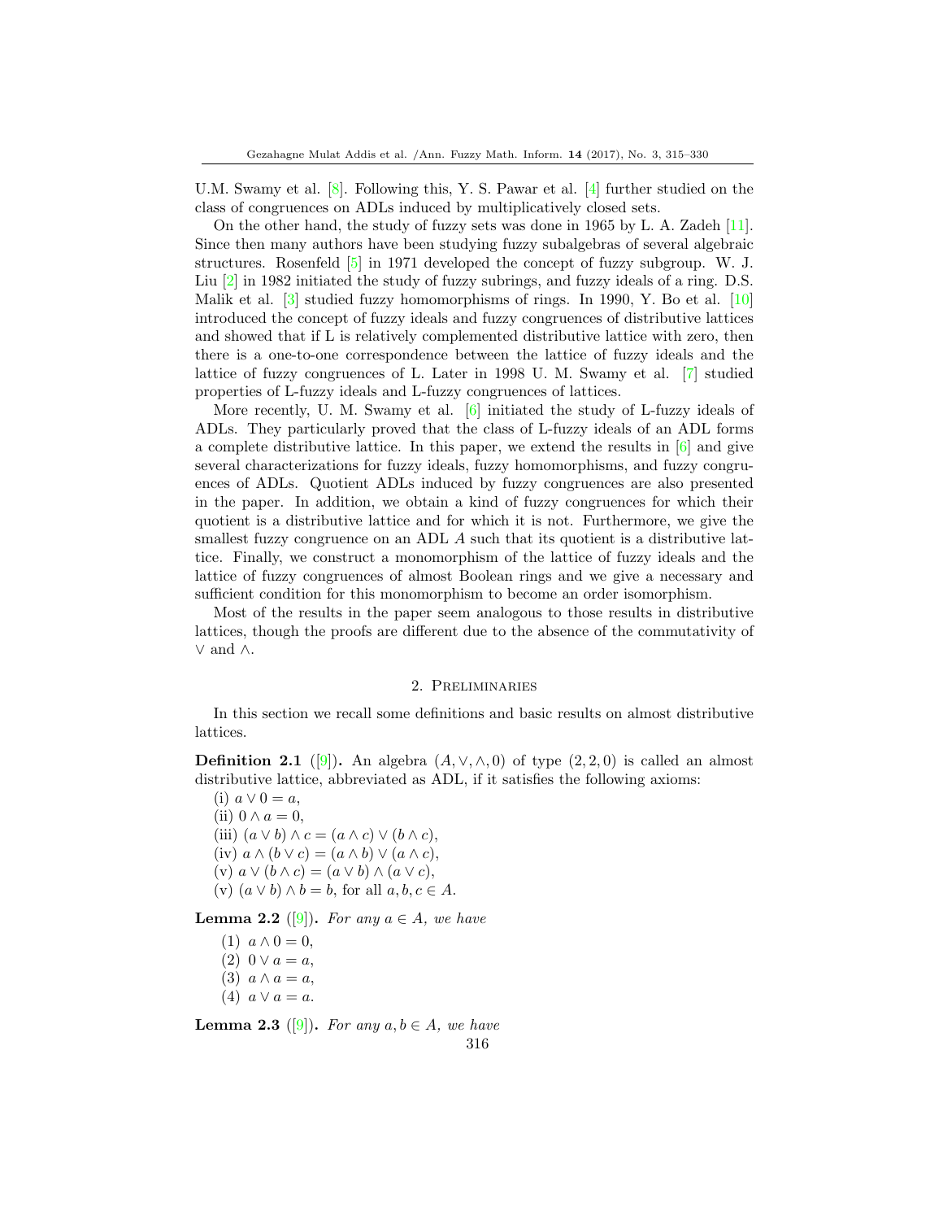U.M. Swamy et al. [8]. Following this, Y. S. Pawar et al. [4] further studied on the class of congruences on ADLs induced by multiplicatively closed sets.

On the other hand, the study of fuzzy sets was done in 1965 by L. A. Zadeh [11]. Since then many authors have been studying fuzzy subalgebras of several algebraic structures. Rosenfeld [5] in 1971 developed the concept of fuzzy subgroup. W. J. Liu [2] in 1982 initiated the study of fuzzy subrings, and fuzzy ideals of a ring. D.S. Malik et al. [3] studied fuzzy homomorphisms of rings. In 1990, Y. Bo et al. [10] introduced the concept of fuzzy ideals and fuzzy congruences of distributive lattices and showed that if L is relatively complemented distributive lattice with zero, then there is a one-to-one correspondence between the lattice of fuzzy ideals and the lattice of fuzzy congruences of L. Later in 1998 U. M. Swamy et al. [7] studied properties of L-fuzzy ideals and L-fuzzy congruences of lattices.

More recently, U. M. Swamy et al. [6] initiated the study of L-fuzzy ideals of ADLs. They particularly proved that the class of L-fuzzy ideals of an ADL forms a complete distributive lattice. In this paper, we extend the results in [6] and give several characterizations for fuzzy ideals, fuzzy homomorphisms, and fuzzy congruences of ADLs. Quotient ADLs induced by fuzzy congruences are also presented in the paper. In addition, we obtain a kind of fuzzy congruences for which their quotient is a distributive lattice and for which it is not. Furthermore, we give the smallest fuzzy congruence on an ADL $A$ such that its quotient is a distributive lattice. Finally, we construct a monomorphism of the lattice of fuzzy ideals and the lattice of fuzzy congruences of almost Boolean rings and we give a necessary and sufficient condition for this monomorphism to become an order isomorphism.

Most of the results in the paper seem analogous to those results in distributive lattices, though the proofs are different due to the absence of the commutativity of $\vee$ and $\wedge$.

## 2. Preliminaries

In this section we recall some definitions and basic results on almost distributive lattices.

**Definition 2.1** ([9]). An algebra $(A, \vee, \wedge, 0)$ of type $(2, 2, 0)$ is called an almost distributive lattice, abbreviated as ADL, if it satisfies the following axioms:

(i) $a \vee 0 = a$,
(ii) $0 \wedge a = 0$,
(iii) $(a \vee b) \wedge c = (a \wedge c) \vee (b \wedge c)$,
(iv) $a \wedge (b \vee c) = (a \wedge b) \vee (a \wedge c)$,
(v) $a \vee (b \wedge c) = (a \vee b) \wedge (a \vee c)$,
(v) $(a \vee b) \wedge b = b$, for all $a, b, c \in A$.

**Lemma 2.2** ([9]). *For any $a \in A$, we have*

(1) $a \wedge 0 = 0$,
(2) $0 \vee a = a$,
(3) $a \wedge a = a$,
(4) $a \vee a = a$.

**Lemma 2.3** ([9]). *For any $a, b \in A$, we have*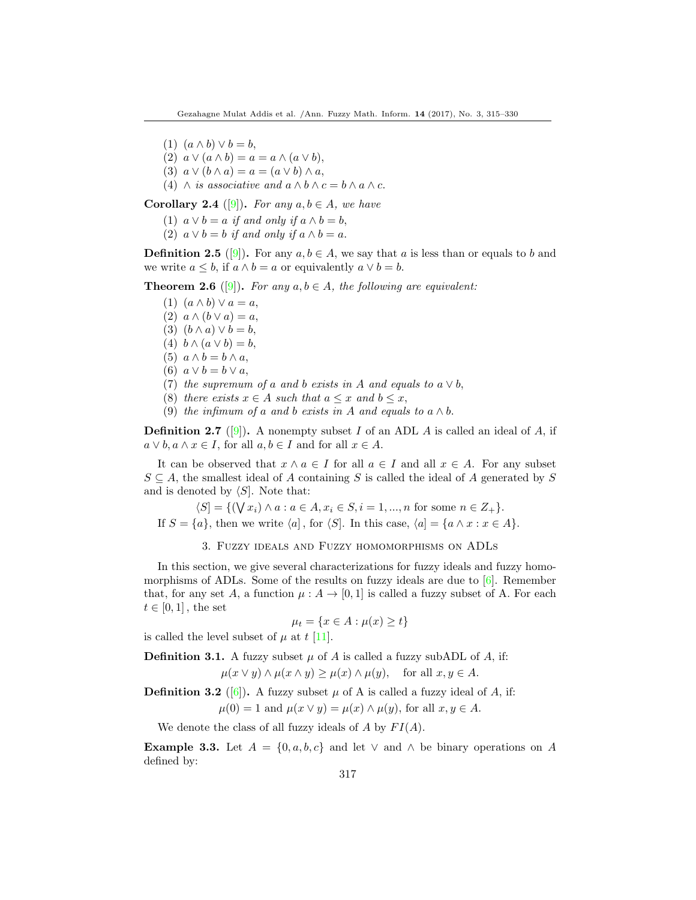(1) $(a \wedge b) \vee b = b$,

(2) $a \vee (a \wedge b) = a = a \wedge (a \vee b)$,

(3) $a \vee (b \wedge a) = a = (a \vee b) \wedge a$,

(4) $\wedge$ *is associative and* $a \wedge b \wedge c = b \wedge a \wedge c$.

**Corollary 2.4** ([9]). *For any* $a, b \in A$*, we have*

(1) $a \vee b = a$ *if and only if* $a \wedge b = b$,

(2) $a \vee b = b$ *if and only if* $a \wedge b = a$.

**Definition 2.5** ([9]). For any $a, b \in A$, we say that $a$ is less than or equals to $b$ and we write $a \leq b$, if $a \wedge b = a$ or equivalently $a \vee b = b$.

**Theorem 2.6** ([9]). *For any* $a, b \in A$*, the following are equivalent:*

(1) $(a \wedge b) \vee a = a$,

(2) $a \wedge (b \vee a) = a$,

(3) $(b \wedge a) \vee b = b$,

(4) $b \wedge (a \vee b) = b$,

(5) $a \wedge b = b \wedge a$,

(6) $a \vee b = b \vee a$,

(7) *the supremum of* $a$ *and* $b$ *exists in* $A$ *and equals to* $a \vee b$,

(8) *there exists* $x \in A$ *such that* $a \leq x$ *and* $b \leq x$,

(9) *the infimum of* $a$ *and* $b$ *exists in* $A$ *and equals to* $a \wedge b$.

**Definition 2.7** ([9]). A nonempty subset $I$ of an ADL $A$ is called an ideal of $A$, if $a \vee b, a \wedge x \in I$, for all $a, b \in I$ and for all $x \in A$.

It can be observed that $x \wedge a \in I$ for all $a \in I$ and all $x \in A$. For any subset $S \subseteq A$, the smallest ideal of $A$ containing $S$ is called the ideal of $A$ generated by $S$ and is denoted by $\langle S]$. Note that:

$$\langle S] = \{(\bigvee x_i) \wedge a : a \in A, x_i \in S, i = 1, ..., n \text{ for some } n \in Z_+\}.$$

If $S = \{a\}$, then we write $\langle a]$, for $\langle S]$. In this case, $\langle a] = \{a \wedge x : x \in A\}$.

## 3. Fuzzy ideals and Fuzzy homomorphisms on ADLs

In this section, we give several characterizations for fuzzy ideals and fuzzy homomorphisms of ADLs. Some of the results on fuzzy ideals are due to [6]. Remember that, for any set $A$, a function $\mu : A \to [0, 1]$ is called a fuzzy subset of A. For each $t \in [0, 1]$, the set

$$\mu_t = \{x \in A : \mu(x) \geq t\}$$

is called the level subset of $\mu$ at $t$ [11].

**Definition 3.1.** A fuzzy subset $\mu$ of $A$ is called a fuzzy subADL of $A$, if:

$$\mu(x \vee y) \wedge \mu(x \wedge y) \geq \mu(x) \wedge \mu(y), \quad \text{for all } x, y \in A.$$

**Definition 3.2** ([6]). A fuzzy subset $\mu$ of A is called a fuzzy ideal of $A$, if:

$$\mu(0) = 1 \text{ and } \mu(x \vee y) = \mu(x) \wedge \mu(y), \text{ for all } x, y \in A.$$

We denote the class of all fuzzy ideals of $A$ by $FI(A)$.

**Example 3.3.** Let $A = \{0, a, b, c\}$ and let $\vee$ and $\wedge$ be binary operations on $A$ defined by: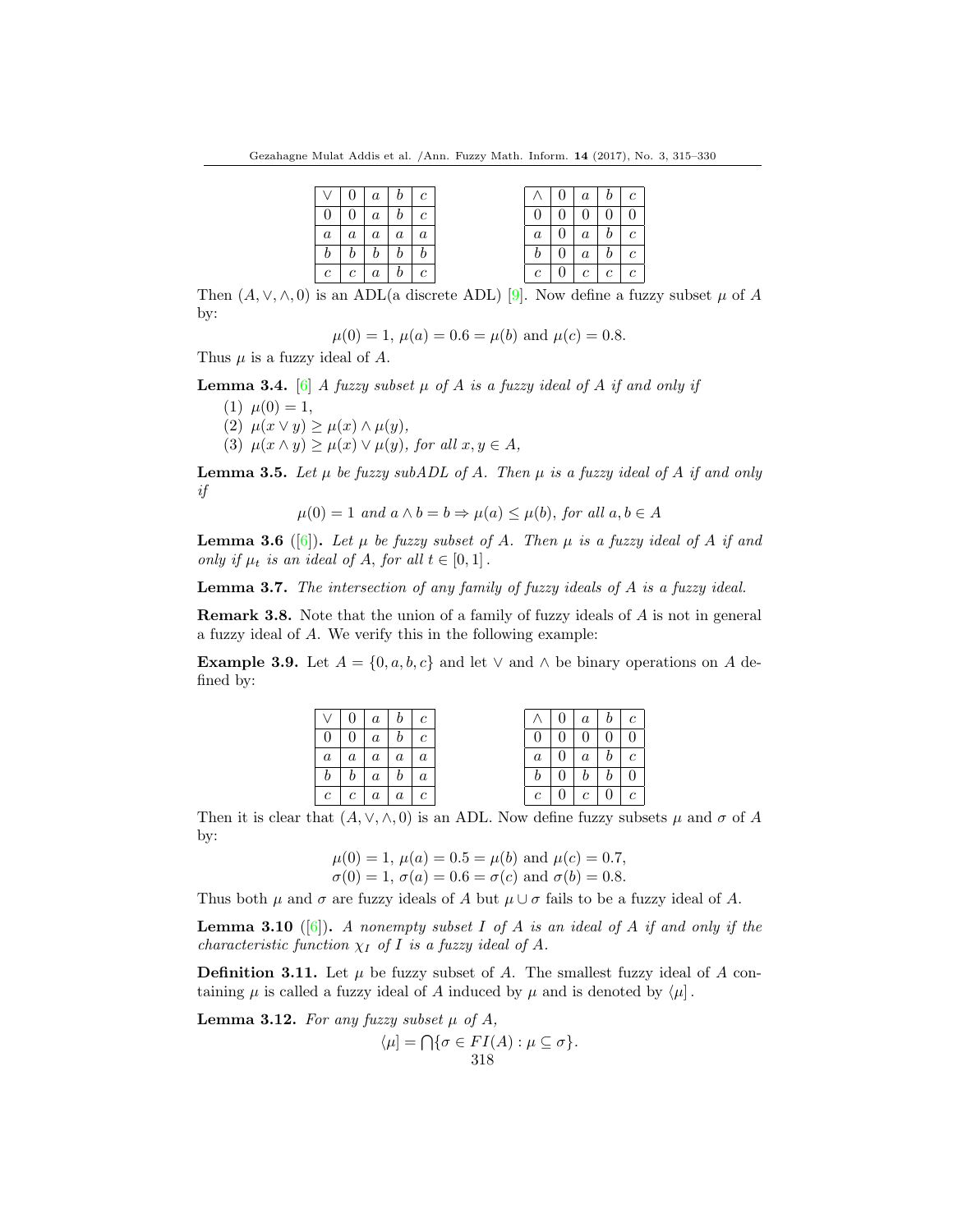| $\vee$ | $0$ | $a$ | $b$ | $c$ |
|---|---|---|---|---|
| $0$ | $0$ | $a$ | $b$ | $c$ |
| $a$ | $a$ | $a$ | $a$ | $a$ |
| $b$ | $b$ | $b$ | $b$ | $b$ |
| $c$ | $c$ | $a$ | $b$ | $c$ |

| $\wedge$ | $0$ | $a$ | $b$ | $c$ |
|---|---|---|---|---|
| $0$ | $0$ | $0$ | $0$ | $0$ |
| $a$ | $0$ | $a$ | $b$ | $c$ |
| $b$ | $0$ | $a$ | $b$ | $c$ |
| $c$ | $0$ | $c$ | $c$ | $c$ |

Then $(A, \vee, \wedge, 0)$ is an ADL(a discrete ADL) [9]. Now define a fuzzy subset $\mu$ of $A$ by:

$$\mu(0) = 1,\ \mu(a) = 0.6 = \mu(b) \text{ and } \mu(c) = 0.8.$$

Thus $\mu$ is a fuzzy ideal of $A$.

**Lemma 3.4.** [6] *A fuzzy subset $\mu$ of $A$ is a fuzzy ideal of $A$ if and only if*

(1) $\mu(0) = 1$,
(2) $\mu(x \vee y) \geq \mu(x) \wedge \mu(y)$,
(3) $\mu(x \wedge y) \geq \mu(x) \vee \mu(y)$, *for all* $x, y \in A$,

**Lemma 3.5.** *Let $\mu$ be fuzzy subADL of $A$. Then $\mu$ is a fuzzy ideal of $A$ if and only if*

$$\mu(0) = 1 \text{ and } a \wedge b = b \Rightarrow \mu(a) \leq \mu(b), \text{ for all } a, b \in A$$

**Lemma 3.6** ([6])**.** *Let $\mu$ be fuzzy subset of $A$. Then $\mu$ is a fuzzy ideal of $A$ if and only if $\mu_t$ is an ideal of $A$, for all $t \in [0, 1]$.*

**Lemma 3.7.** *The intersection of any family of fuzzy ideals of $A$ is a fuzzy ideal.*

**Remark 3.8.** Note that the union of a family of fuzzy ideals of $A$ is not in general a fuzzy ideal of $A$. We verify this in the following example:

**Example 3.9.** Let $A = \{0, a, b, c\}$ and let $\vee$ and $\wedge$ be binary operations on $A$ defined by:

| $\vee$ | $0$ | $a$ | $b$ | $c$ |
|---|---|---|---|---|
| $0$ | $0$ | $a$ | $b$ | $c$ |
| $a$ | $a$ | $a$ | $a$ | $a$ |
| $b$ | $b$ | $a$ | $b$ | $a$ |
| $c$ | $c$ | $a$ | $a$ | $c$ |

| $\wedge$ | $0$ | $a$ | $b$ | $c$ |
|---|---|---|---|---|
| $0$ | $0$ | $0$ | $0$ | $0$ |
| $a$ | $0$ | $a$ | $b$ | $c$ |
| $b$ | $0$ | $b$ | $b$ | $0$ |
| $c$ | $0$ | $c$ | $0$ | $c$ |

Then it is clear that $(A, \vee, \wedge, 0)$ is an ADL. Now define fuzzy subsets $\mu$ and $\sigma$ of $A$ by:

$$\mu(0) = 1,\ \mu(a) = 0.5 = \mu(b) \text{ and } \mu(c) = 0.7,$$
$$\sigma(0) = 1,\ \sigma(a) = 0.6 = \sigma(c) \text{ and } \sigma(b) = 0.8.$$

Thus both $\mu$ and $\sigma$ are fuzzy ideals of $A$ but $\mu \cup \sigma$ fails to be a fuzzy ideal of $A$.

**Lemma 3.10** ([6])**.** *A nonempty subset $I$ of $A$ is an ideal of $A$ if and only if the characteristic function $\chi_I$ of $I$ is a fuzzy ideal of $A$.*

**Definition 3.11.** Let $\mu$ be fuzzy subset of $A$. The smallest fuzzy ideal of $A$ containing $\mu$ is called a fuzzy ideal of $A$ induced by $\mu$ and is denoted by $\langle \mu ]$.

**Lemma 3.12.** *For any fuzzy subset $\mu$ of $A$,*

$$\langle \mu ] = \bigcap \{\sigma \in FI(A) : \mu \subseteq \sigma\}.$$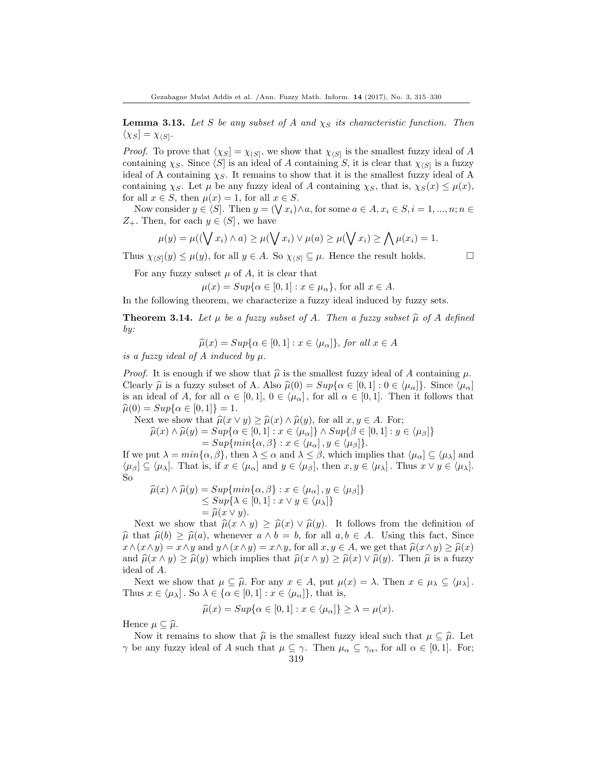**Lemma 3.13.** *Let $S$ be any subset of $A$ and $\chi_S$ its characteristic function. Then $\langle \chi_S] = \chi_{\langle S]}$.*

*Proof.* To prove that $\langle \chi_S] = \chi_{\langle S]}$, we show that $\chi_{\langle S]}$ is the smallest fuzzy ideal of $A$ containing $\chi_S$. Since $\langle S]$ is an ideal of $A$ containing $S$, it is clear that $\chi_{\langle S]}$ is a fuzzy ideal of A containing $\chi_S$. It remains to show that it is the smallest fuzzy ideal of A containing $\chi_S$. Let $\mu$ be any fuzzy ideal of $A$ containing $\chi_S$, that is, $\chi_S(x) \leq \mu(x)$, for all $x \in S$, then $\mu(x) = 1$, for all $x \in S$.

Now consider $y \in \langle S]$. Then $y = (\bigvee x_i) \wedge a$, for some $a \in A, x_i \in S, i = 1, ..., n; n \in Z_+$. Then, for each $y \in \langle S]$, we have

$$\mu(y) = \mu((\bigvee x_i) \wedge a) \geq \mu(\bigvee x_i) \vee \mu(a) \geq \mu(\bigvee x_i) \geq \bigwedge \mu(x_i) = 1.$$

Thus $\chi_{\langle S]}(y) \leq \mu(y)$, for all $y \in A$. So $\chi_{\langle S]} \subseteq \mu$. Hence the result holds. $\square$

For any fuzzy subset $\mu$ of $A$, it is clear that

$$\mu(x) = Sup\{\alpha \in [0, 1] : x \in \mu_\alpha\}, \text{ for all } x \in A.$$

In the following theorem, we characterize a fuzzy ideal induced by fuzzy sets.

**Theorem 3.14.** *Let $\mu$ be a fuzzy subset of $A$. Then a fuzzy subset $\widehat{\mu}$ of $A$ defined by:*

$$\widehat{\mu}(x) = Sup\{\alpha \in [0, 1] : x \in \langle \mu_\alpha]\}, \textit{ for all } x \in A$$

*is a fuzzy ideal of $A$ induced by $\mu$.*

*Proof.* It is enough if we show that $\widehat{\mu}$ is the smallest fuzzy ideal of $A$ containing $\mu$. Clearly $\widehat{\mu}$ is a fuzzy subset of A. Also $\widehat{\mu}(0) = Sup\{\alpha \in [0, 1] : 0 \in \langle \mu_\alpha]\}$. Since $\langle \mu_\alpha]$ is an ideal of $A$, for all $\alpha \in [0, 1]$, $0 \in \langle \mu_\alpha]$, for all $\alpha \in [0, 1]$. Then it follows that $\widehat{\mu}(0) = Sup\{\alpha \in [0, 1]\} = 1$.

Next we show that $\widehat{\mu}(x \vee y) \geq \widehat{\mu}(x) \wedge \widehat{\mu}(y)$, for all $x, y \in A$. For;

$$\begin{aligned}\widehat{\mu}(x) \wedge \widehat{\mu}(y) &= Sup\{\alpha \in [0, 1] : x \in \langle \mu_\alpha]\} \wedge Sup\{\beta \in [0, 1] : y \in \langle \mu_\beta]\} \\ &= Sup\{min\{\alpha, \beta\} : x \in \langle \mu_\alpha], y \in \langle \mu_\beta]\}.\end{aligned}$$

If we put $\lambda = min\{\alpha, \beta\}$, then $\lambda \leq \alpha$ and $\lambda \leq \beta$, which implies that $\langle \mu_\alpha] \subseteq \langle \mu_\lambda]$ and $\langle \mu_\beta] \subseteq \langle \mu_\lambda]$. That is, if $x \in \langle \mu_\alpha]$ and $y \in \langle \mu_\beta]$, then $x, y \in \langle \mu_\lambda]$. Thus $x \vee y \in \langle \mu_\lambda]$. So

$$\begin{aligned}\widehat{\mu}(x) \wedge \widehat{\mu}(y) &= Sup\{min\{\alpha, \beta\} : x \in \langle \mu_\alpha], y \in \langle \mu_\beta]\} \\ &\leq Sup\{\lambda \in [0, 1] : x \vee y \in \langle \mu_\lambda]\} \\ &= \widehat{\mu}(x \vee y).\end{aligned}$$

Next we show that $\widehat{\mu}(x \wedge y) \geq \widehat{\mu}(x) \vee \widehat{\mu}(y)$. It follows from the definition of $\widehat{\mu}$ that $\widehat{\mu}(b) \geq \widehat{\mu}(a)$, whenever $a \wedge b = b$, for all $a, b \in A$. Using this fact, Since $x \wedge (x \wedge y) = x \wedge y$ and $y \wedge (x \wedge y) = x \wedge y$, for all $x, y \in A$, we get that $\widehat{\mu}(x \wedge y) \geq \widehat{\mu}(x)$ and $\widehat{\mu}(x \wedge y) \geq \widehat{\mu}(y)$ which implies that $\widehat{\mu}(x \wedge y) \geq \widehat{\mu}(x) \vee \widehat{\mu}(y)$. Then $\widehat{\mu}$ is a fuzzy ideal of $A$.

Next we show that $\mu \subseteq \widehat{\mu}$. For any $x \in A$, put $\mu(x) = \lambda$. Then $x \in \mu_\lambda \subseteq \langle \mu_\lambda]$. Thus $x \in \langle \mu_\lambda]$. So $\lambda \in \{\alpha \in [0, 1] : x \in \langle \mu_\alpha]\}$, that is,

$$\widehat{\mu}(x) = Sup\{\alpha \in [0, 1] : x \in \langle \mu_\alpha]\} \geq \lambda = \mu(x).$$

Hence $\mu \subseteq \widehat{\mu}$.

Now it remains to show that $\widehat{\mu}$ is the smallest fuzzy ideal such that $\mu \subseteq \widehat{\mu}$. Let $\gamma$ be any fuzzy ideal of $A$ such that $\mu \subseteq \gamma$. Then $\mu_\alpha \subseteq \gamma_\alpha$, for all $\alpha \in [0, 1]$. For;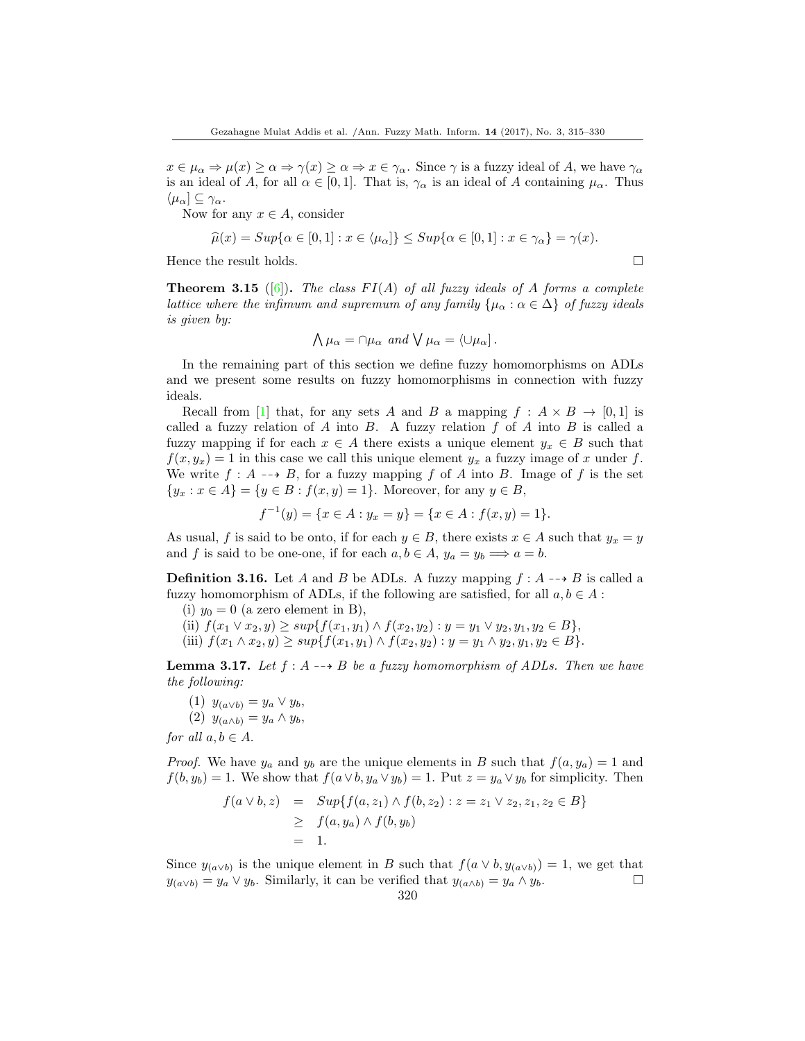$x \in \mu_\alpha \Rightarrow \mu(x) \geq \alpha \Rightarrow \gamma(x) \geq \alpha \Rightarrow x \in \gamma_\alpha$. Since $\gamma$ is a fuzzy ideal of $A$, we have $\gamma_\alpha$ is an ideal of $A$, for all $\alpha \in [0,1]$. That is, $\gamma_\alpha$ is an ideal of $A$ containing $\mu_\alpha$. Thus $\langle \mu_\alpha] \subseteq \gamma_\alpha$.

Now for any $x \in A$, consider

$$\widehat{\mu}(x) = Sup\{\alpha \in [0,1] : x \in \langle \mu_\alpha]\} \leq Sup\{\alpha \in [0,1] : x \in \gamma_\alpha\} = \gamma(x).$$

Hence the result holds. □

**Theorem 3.15** ([6]). *The class $FI(A)$ of all fuzzy ideals of $A$ forms a complete lattice where the infimum and supremum of any family $\{\mu_\alpha : \alpha \in \Delta\}$ of fuzzy ideals is given by:*

$$\bigwedge \mu_\alpha = \cap \mu_\alpha \text{ and } \bigvee \mu_\alpha = \langle \cup \mu_\alpha] .$$

In the remaining part of this section we define fuzzy homomorphisms on ADLs and we present some results on fuzzy homomorphisms in connection with fuzzy ideals.

Recall from [1] that, for any sets $A$ and $B$ a mapping $f : A \times B \rightarrow [0,1]$ is called a fuzzy relation of $A$ into $B$. A fuzzy relation $f$ of $A$ into $B$ is called a fuzzy mapping if for each $x \in A$ there exists a unique element $y_x \in B$ such that $f(x, y_x) = 1$ in this case we call this unique element $y_x$ a fuzzy image of $x$ under $f$. We write $f : A \dashrightarrow B$, for a fuzzy mapping $f$ of $A$ into $B$. Image of $f$ is the set $\{y_x : x \in A\} = \{y \in B : f(x,y) = 1\}$. Moreover, for any $y \in B$,

$$f^{-1}(y) = \{x \in A : y_x = y\} = \{x \in A : f(x,y) = 1\}.$$

As usual, $f$ is said to be onto, if for each $y \in B$, there exists $x \in A$ such that $y_x = y$ and $f$ is said to be one-one, if for each $a, b \in A$, $y_a = y_b \Longrightarrow a = b$.

**Definition 3.16.** Let $A$ and $B$ be ADLs. A fuzzy mapping $f : A \dashrightarrow B$ is called a fuzzy homomorphism of ADLs, if the following are satisfied, for all $a, b \in A$ :

(i) $y_0 = 0$ (a zero element in B),

(ii) $f(x_1 \vee x_2, y) \geq sup\{f(x_1, y_1) \wedge f(x_2, y_2) : y = y_1 \vee y_2, y_1, y_2 \in B\}$,

(iii) $f(x_1 \wedge x_2, y) \geq sup\{f(x_1, y_1) \wedge f(x_2, y_2) : y = y_1 \wedge y_2, y_1, y_2 \in B\}$.

**Lemma 3.17.** *Let $f : A \dashrightarrow B$ be a fuzzy homomorphism of ADLs. Then we have the following:*

(1) $y_{(a \vee b)} = y_a \vee y_b$,

(2) $y_{(a \wedge b)} = y_a \wedge y_b$,

*for all $a, b \in A$.*

*Proof.* We have $y_a$ and $y_b$ are the unique elements in $B$ such that $f(a, y_a) = 1$ and $f(b, y_b) = 1$. We show that $f(a \vee b, y_a \vee y_b) = 1$. Put $z = y_a \vee y_b$ for simplicity. Then

$$\begin{aligned} f(a \vee b, z) &= Sup\{f(a, z_1) \wedge f(b, z_2) : z = z_1 \vee z_2, z_1, z_2 \in B\} \\ &\geq f(a, y_a) \wedge f(b, y_b) \\ &= 1. \end{aligned}$$

Since $y_{(a \vee b)}$ is the unique element in $B$ such that $f(a \vee b, y_{(a \vee b)}) = 1$, we get that $y_{(a \vee b)} = y_a \vee y_b$. Similarly, it can be verified that $y_{(a \wedge b)} = y_a \wedge y_b$. □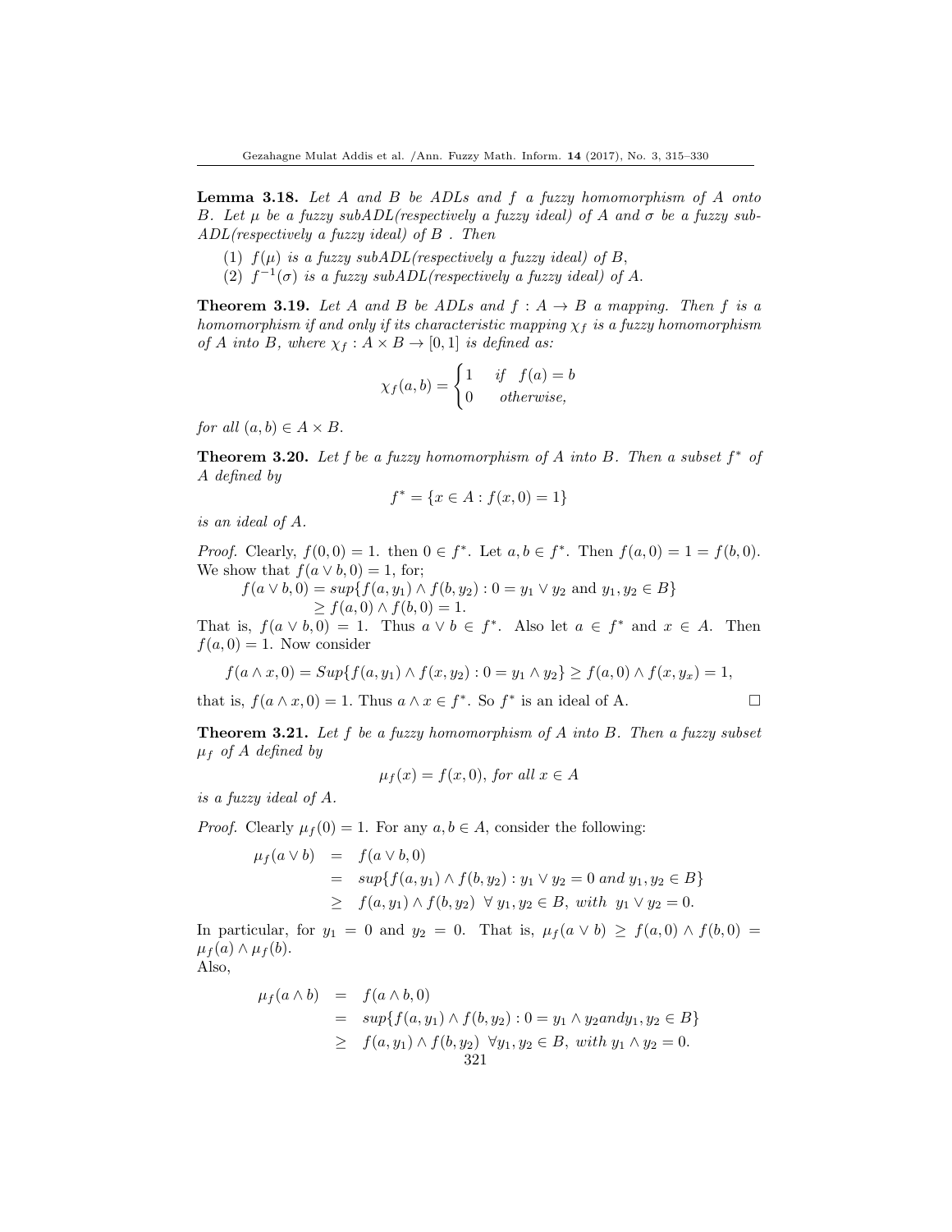**Lemma 3.18.** *Let $A$ and $B$ be ADLs and $f$ a fuzzy homomorphism of $A$ onto $B$. Let $\mu$ be a fuzzy subADL(respectively a fuzzy ideal) of $A$ and $\sigma$ be a fuzzy subADL(respectively a fuzzy ideal) of $B$ . Then*

1. *$f(\mu)$ is a fuzzy subADL(respectively a fuzzy ideal) of $B$,*
2. *$f^{-1}(\sigma)$ is a fuzzy subADL(respectively a fuzzy ideal) of $A$.*

**Theorem 3.19.** *Let $A$ and $B$ be ADLs and $f : A \to B$ a mapping. Then $f$ is a homomorphism if and only if its characteristic mapping $\chi_f$ is a fuzzy homomorphism of $A$ into $B$, where $\chi_f : A \times B \to [0, 1]$ is defined as:*

$$\chi_f(a, b) = \begin{cases} 1 & \text{if } \ f(a) = b \\ 0 & \text{otherwise,} \end{cases}$$

*for all $(a, b) \in A \times B$.*

**Theorem 3.20.** *Let $f$ be a fuzzy homomorphism of $A$ into $B$. Then a subset $f^*$ of $A$ defined by*

$$f^* = \{x \in A : f(x, 0) = 1\}$$

*is an ideal of $A$.*

*Proof.* Clearly, $f(0, 0) = 1$. then $0 \in f^*$. Let $a, b \in f^*$. Then $f(a, 0) = 1 = f(b, 0)$. We show that $f(a \vee b, 0) = 1$, for;

$$f(a \vee b, 0) = sup\{f(a, y_1) \wedge f(b, y_2) : 0 = y_1 \vee y_2 \text{ and } y_1, y_2 \in B\}$$
$$\geq f(a, 0) \wedge f(b, 0) = 1.$$

That is, $f(a \vee b, 0) = 1$. Thus $a \vee b \in f^*$. Also let $a \in f^*$ and $x \in A$. Then $f(a, 0) = 1$. Now consider

$$f(a \wedge x, 0) = Sup\{f(a, y_1) \wedge f(x, y_2) : 0 = y_1 \wedge y_2\} \geq f(a, 0) \wedge f(x, y_x) = 1,$$

that is, $f(a \wedge x, 0) = 1$. Thus $a \wedge x \in f^*$. So $f^*$ is an ideal of A. □

**Theorem 3.21.** *Let $f$ be a fuzzy homomorphism of $A$ into $B$. Then a fuzzy subset $\mu_f$ of $A$ defined by*

$$\mu_f(x) = f(x, 0), \text{ for all } x \in A$$

*is a fuzzy ideal of $A$.*

*Proof.* Clearly $\mu_f(0) = 1$. For any $a, b \in A$, consider the following:

$$\begin{aligned} \mu_f(a \vee b) &= f(a \vee b, 0) \\ &= sup\{f(a, y_1) \wedge f(b, y_2) : y_1 \vee y_2 = 0 \text{ and } y_1, y_2 \in B\} \\ &\geq f(a, y_1) \wedge f(b, y_2) \ \forall \, y_1, y_2 \in B, \text{ with } \ y_1 \vee y_2 = 0. \end{aligned}$$

In particular, for $y_1 = 0$ and $y_2 = 0$. That is, $\mu_f(a \vee b) \geq f(a, 0) \wedge f(b, 0) = \mu_f(a) \wedge \mu_f(b)$.
Also,

$$\begin{aligned} \mu_f(a \wedge b) &= f(a \wedge b, 0) \\ &= sup\{f(a, y_1) \wedge f(b, y_2) : 0 = y_1 \wedge y_2 and y_1, y_2 \in B\} \\ &\geq f(a, y_1) \wedge f(b, y_2) \ \forall y_1, y_2 \in B, \text{ with } y_1 \wedge y_2 = 0. \end{aligned}$$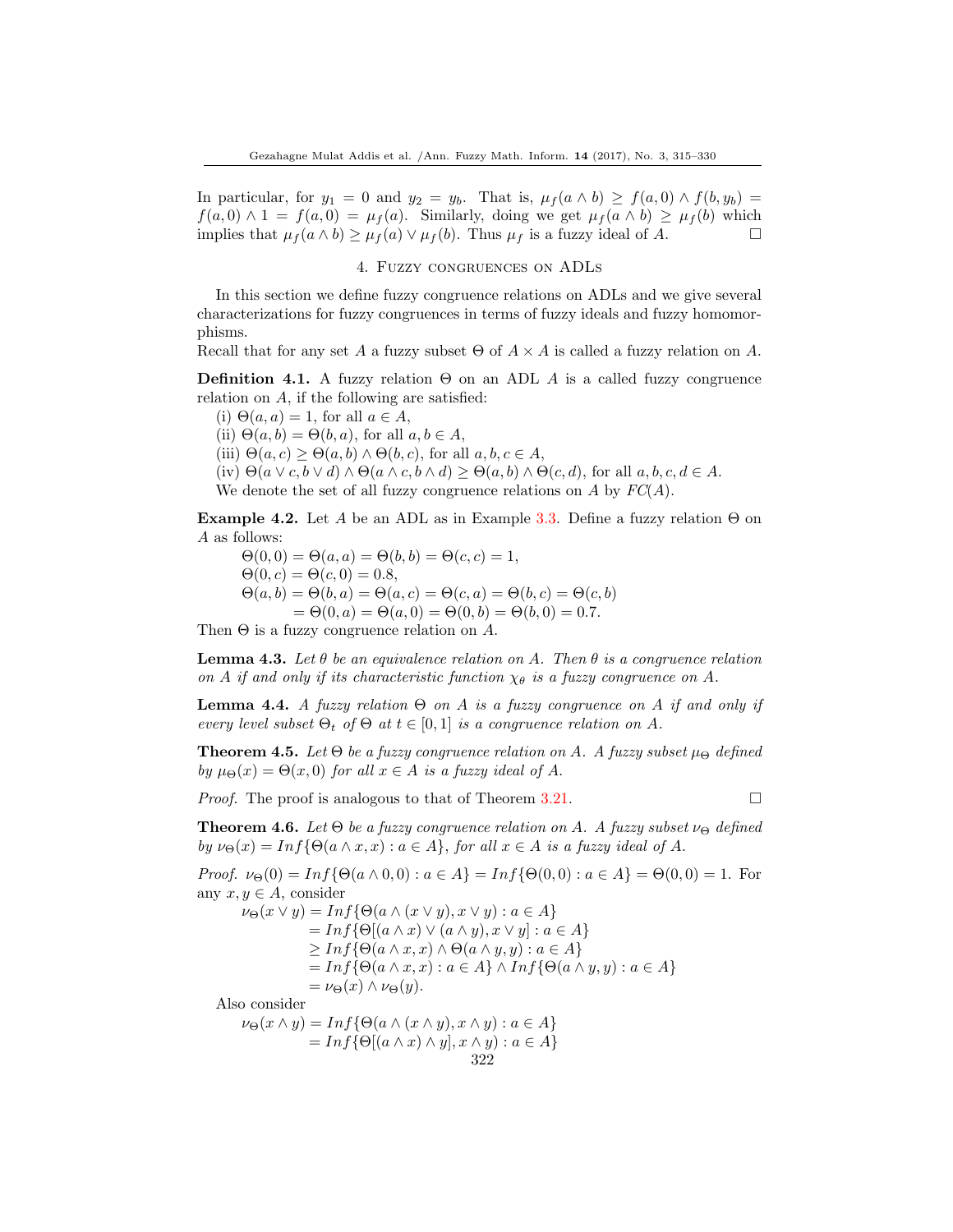In particular, for $y_1 = 0$ and $y_2 = y_b$. That is, $\mu_f(a \wedge b) \geq f(a, 0) \wedge f(b, y_b) = f(a, 0) \wedge 1 = f(a, 0) = \mu_f(a)$. Similarly, doing we get $\mu_f(a \wedge b) \geq \mu_f(b)$ which implies that $\mu_f(a \wedge b) \geq \mu_f(a) \vee \mu_f(b)$. Thus $\mu_f$ is a fuzzy ideal of $A$. $\square$

## 4. Fuzzy congruences on ADLs

In this section we define fuzzy congruence relations on ADLs and we give several characterizations for fuzzy congruences in terms of fuzzy ideals and fuzzy homomorphisms.

Recall that for any set $A$ a fuzzy subset $\Theta$ of $A \times A$ is called a fuzzy relation on $A$.

**Definition 4.1.** A fuzzy relation $\Theta$ on an ADL $A$ is a called fuzzy congruence relation on $A$, if the following are satisfied:

(i) $\Theta(a, a) = 1$, for all $a \in A$,

(ii) $\Theta(a, b) = \Theta(b, a)$, for all $a, b \in A$,

(iii) $\Theta(a, c) \geq \Theta(a, b) \wedge \Theta(b, c)$, for all $a, b, c \in A$,

(iv) $\Theta(a \vee c, b \vee d) \wedge \Theta(a \wedge c, b \wedge d) \geq \Theta(a, b) \wedge \Theta(c, d)$, for all $a, b, c, d \in A$.

We denote the set of all fuzzy congruence relations on $A$ by $FC(A)$.

**Example 4.2.** Let $A$ be an ADL as in Example 3.3. Define a fuzzy relation $\Theta$ on $A$ as follows:

$\Theta(0, 0) = \Theta(a, a) = \Theta(b, b) = \Theta(c, c) = 1$,
$\Theta(0, c) = \Theta(c, 0) = 0.8$,
$\Theta(a, b) = \Theta(b, a) = \Theta(a, c) = \Theta(c, a) = \Theta(b, c) = \Theta(c, b)$
$\quad = \Theta(0, a) = \Theta(a, 0) = \Theta(0, b) = \Theta(b, 0) = 0.7$.

Then $\Theta$ is a fuzzy congruence relation on $A$.

**Lemma 4.3.** *Let $\theta$ be an equivalence relation on $A$. Then $\theta$ is a congruence relation on $A$ if and only if its characteristic function $\chi_\theta$ is a fuzzy congruence on $A$.*

**Lemma 4.4.** *A fuzzy relation $\Theta$ on $A$ is a fuzzy congruence on $A$ if and only if every level subset $\Theta_t$ of $\Theta$ at $t \in [0, 1]$ is a congruence relation on $A$.*

**Theorem 4.5.** *Let $\Theta$ be a fuzzy congruence relation on $A$. A fuzzy subset $\mu_\Theta$ defined by $\mu_\Theta(x) = \Theta(x, 0)$ for all $x \in A$ is a fuzzy ideal of $A$.*

*Proof.* The proof is analogous to that of Theorem 3.21. $\square$

**Theorem 4.6.** *Let $\Theta$ be a fuzzy congruence relation on $A$. A fuzzy subset $\nu_\Theta$ defined by $\nu_\Theta(x) = Inf\{\Theta(a \wedge x, x) : a \in A\}$, for all $x \in A$ is a fuzzy ideal of $A$.*

*Proof.* $\nu_\Theta(0) = Inf\{\Theta(a \wedge 0, 0) : a \in A\} = Inf\{\Theta(0, 0) : a \in A\} = \Theta(0, 0) = 1$. For any $x, y \in A$, consider

$$
\begin{aligned}
\nu_\Theta(x \vee y) &= Inf\{\Theta(a \wedge (x \vee y), x \vee y) : a \in A\} \\
&= Inf\{\Theta[(a \wedge x) \vee (a \wedge y), x \vee y] : a \in A\} \\
&\geq Inf\{\Theta(a \wedge x, x) \wedge \Theta(a \wedge y, y) : a \in A\} \\
&= Inf\{\Theta(a \wedge x, x) : a \in A\} \wedge Inf\{\Theta(a \wedge y, y) : a \in A\} \\
&= \nu_\Theta(x) \wedge \nu_\Theta(y).
\end{aligned}
$$

Also consider

$$
\begin{aligned}
\nu_\Theta(x \wedge y) &= Inf\{\Theta(a \wedge (x \wedge y), x \wedge y) : a \in A\} \\
&= Inf\{\Theta[(a \wedge x) \wedge y], x \wedge y) : a \in A\}
\end{aligned}
$$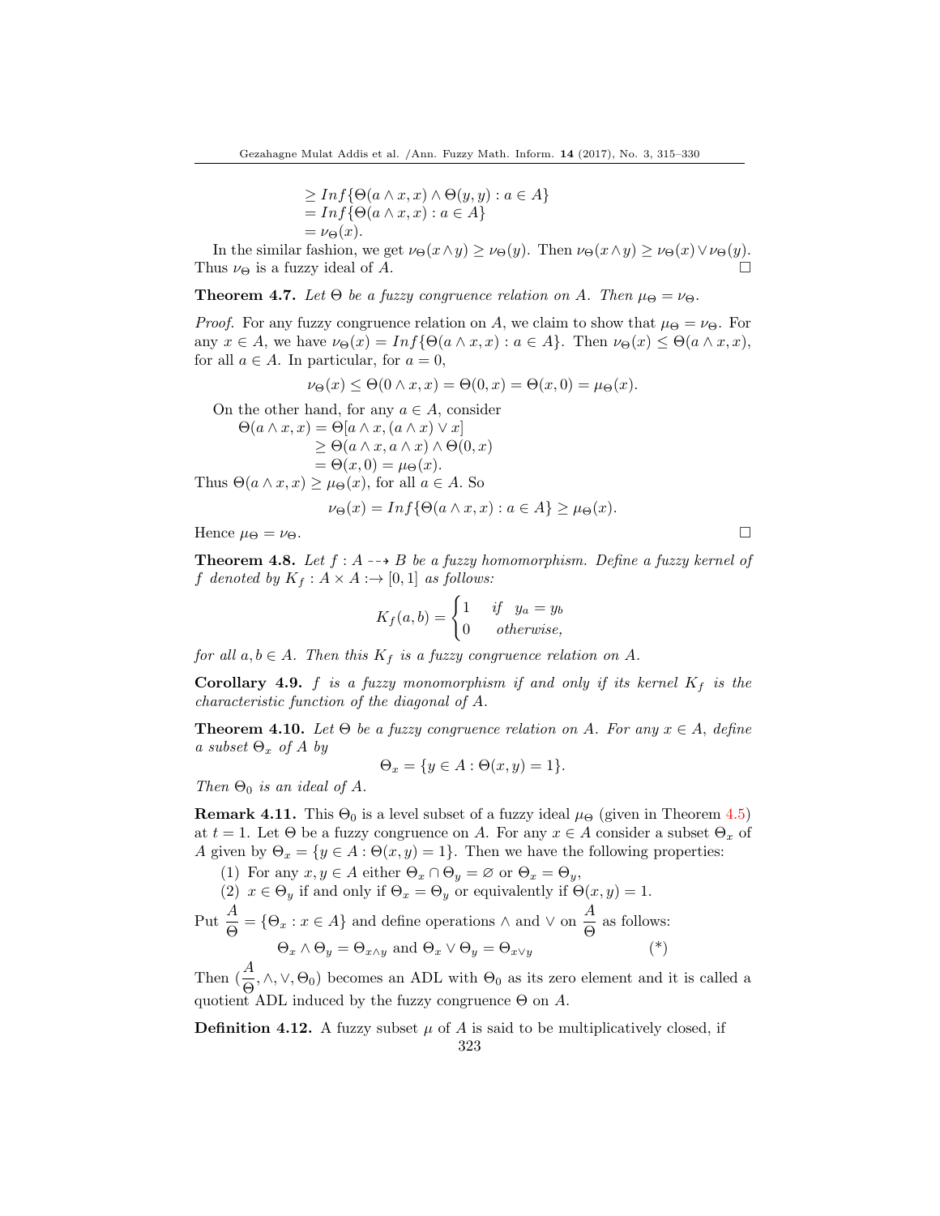$$
\begin{aligned}
&\geq Inf\{\Theta(a \wedge x, x) \wedge \Theta(y, y) : a \in A\}\\
&= Inf\{\Theta(a \wedge x, x) : a \in A\}\\
&= \nu_\Theta(x).
\end{aligned}
$$

In the similar fashion, we get $\nu_\Theta(x \wedge y) \geq \nu_\Theta(y)$. Then $\nu_\Theta(x \wedge y) \geq \nu_\Theta(x) \vee \nu_\Theta(y)$. Thus $\nu_\Theta$ is a fuzzy ideal of $A$. □

**Theorem 4.7.** *Let $\Theta$ be a fuzzy congruence relation on $A$. Then $\mu_\Theta = \nu_\Theta$.*

*Proof.* For any fuzzy congruence relation on $A$, we claim to show that $\mu_\Theta = \nu_\Theta$. For any $x \in A$, we have $\nu_\Theta(x) = Inf\{\Theta(a \wedge x, x) : a \in A\}$. Then $\nu_\Theta(x) \leq \Theta(a \wedge x, x)$, for all $a \in A$. In particular, for $a = 0$,

$$\nu_\Theta(x) \leq \Theta(0 \wedge x, x) = \Theta(0, x) = \Theta(x, 0) = \mu_\Theta(x).$$

On the other hand, for any $a \in A$, consider

$$
\begin{aligned}
\Theta(a \wedge x, x) &= \Theta[a \wedge x, (a \wedge x) \vee x]\\
&\geq \Theta(a \wedge x, a \wedge x) \wedge \Theta(0, x)\\
&= \Theta(x, 0) = \mu_\Theta(x).
\end{aligned}
$$

Thus $\Theta(a \wedge x, x) \geq \mu_\Theta(x)$, for all $a \in A$. So

$$\nu_\Theta(x) = Inf\{\Theta(a \wedge x, x) : a \in A\} \geq \mu_\Theta(x).$$

Hence $\mu_\Theta = \nu_\Theta$. □

**Theorem 4.8.** *Let $f : A \dashrightarrow B$ be a fuzzy homomorphism. Define a fuzzy kernel of $f$ denoted by $K_f : A \times A :\rightarrow [0, 1]$ as follows:*

$$K_f(a, b) = \begin{cases} 1 & if \quad y_a = y_b \\ 0 & otherwise, \end{cases}$$

*for all $a, b \in A$. Then this $K_f$ is a fuzzy congruence relation on $A$.*

**Corollary 4.9.** *$f$ is a fuzzy monomorphism if and only if its kernel $K_f$ is the characteristic function of the diagonal of $A$.*

**Theorem 4.10.** *Let $\Theta$ be a fuzzy congruence relation on $A$. For any $x \in A$, define a subset $\Theta_x$ of $A$ by*

$$\Theta_x = \{y \in A : \Theta(x, y) = 1\}.$$

*Then $\Theta_0$ is an ideal of $A$.*

**Remark 4.11.** This $\Theta_0$ is a level subset of a fuzzy ideal $\mu_\Theta$ (given in Theorem 4.5) at $t = 1$. Let $\Theta$ be a fuzzy congruence on $A$. For any $x \in A$ consider a subset $\Theta_x$ of $A$ given by $\Theta_x = \{y \in A : \Theta(x, y) = 1\}$. Then we have the following properties:

(1) For any $x, y \in A$ either $\Theta_x \cap \Theta_y = \varnothing$ or $\Theta_x = \Theta_y$,

(2) $x \in \Theta_y$ if and only if $\Theta_x = \Theta_y$ or equivalently if $\Theta(x, y) = 1$.

Put $\dfrac{A}{\Theta} = \{\Theta_x : x \in A\}$ and define operations $\wedge$ and $\vee$ on $\dfrac{A}{\Theta}$ as follows:

$$\Theta_x \wedge \Theta_y = \Theta_{x \wedge y} \text{ and } \Theta_x \vee \Theta_y = \Theta_{x \vee y} \qquad (*)$$

Then $(\dfrac{A}{\Theta}, \wedge, \vee, \Theta_0)$ becomes an ADL with $\Theta_0$ as its zero element and it is called a quotient ADL induced by the fuzzy congruence $\Theta$ on $A$.

**Definition 4.12.** A fuzzy subset $\mu$ of $A$ is said to be multiplicatively closed, if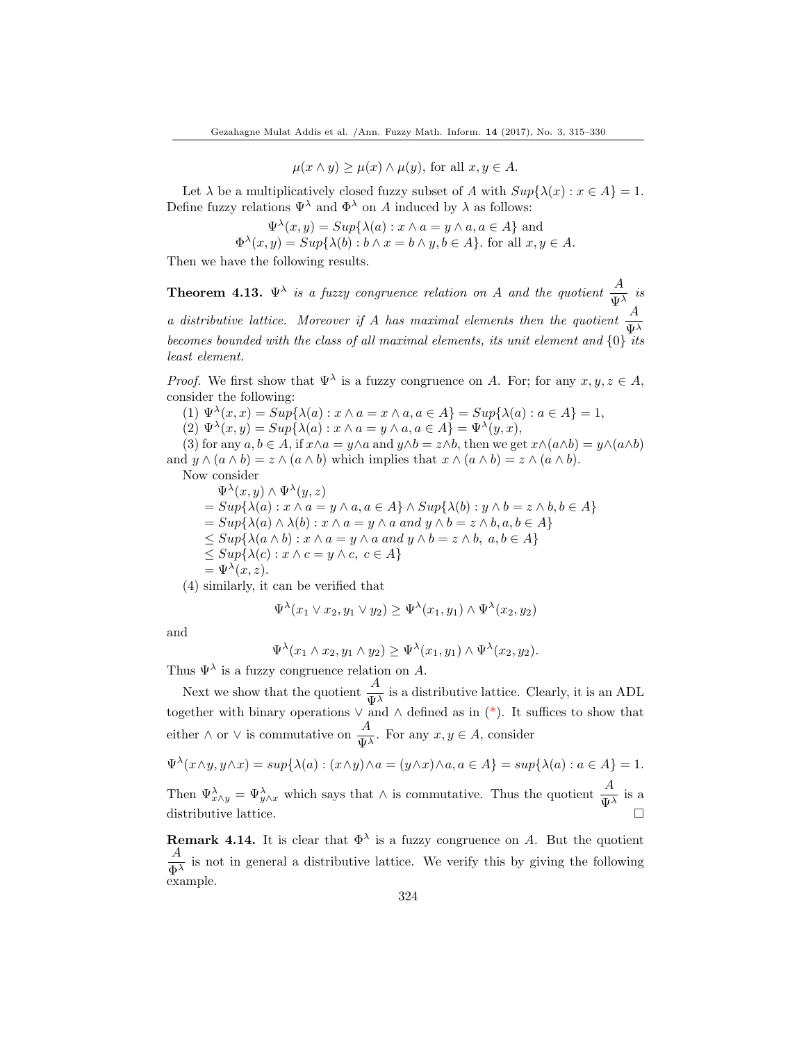$$\mu(x \wedge y) \geq \mu(x) \wedge \mu(y), \text{ for all } x, y \in A.$$

Let $\lambda$ be a multiplicatively closed fuzzy subset of $A$ with $Sup\{\lambda(x) : x \in A\} = 1$. Define fuzzy relations $\Psi^\lambda$ and $\Phi^\lambda$ on $A$ induced by $\lambda$ as follows:

$$\Psi^\lambda(x, y) = Sup\{\lambda(a) : x \wedge a = y \wedge a, a \in A\} \text{ and}$$
$$\Phi^\lambda(x, y) = Sup\{\lambda(b) : b \wedge x = b \wedge y, b \in A\}. \text{ for all } x, y \in A.$$

Then we have the following results.

**Theorem 4.13.** *$\Psi^\lambda$ is a fuzzy congruence relation on $A$ and the quotient $\dfrac{A}{\Psi^\lambda}$ is a distributive lattice. Moreover if $A$ has maximal elements then the quotient $\dfrac{A}{\Psi^\lambda}$ becomes bounded with the class of all maximal elements, its unit element and $\{0\}$ its least element.*

*Proof.* We first show that $\Psi^\lambda$ is a fuzzy congruence on $A$. For; for any $x, y, z \in A$, consider the following:

(1) $\Psi^\lambda(x, x) = Sup\{\lambda(a) : x \wedge a = x \wedge a, a \in A\} = Sup\{\lambda(a) : a \in A\} = 1$,

(2) $\Psi^\lambda(x, y) = Sup\{\lambda(a) : x \wedge a = y \wedge a, a \in A\} = \Psi^\lambda(y, x)$,

(3) for any $a, b \in A$, if $x \wedge a = y \wedge a$ and $y \wedge b = z \wedge b$, then we get $x \wedge (a \wedge b) = y \wedge (a \wedge b)$ and $y \wedge (a \wedge b) = z \wedge (a \wedge b)$ which implies that $x \wedge (a \wedge b) = z \wedge (a \wedge b)$.

Now consider

$$
\begin{aligned}
&\Psi^\lambda(x, y) \wedge \Psi^\lambda(y, z) \\
&= Sup\{\lambda(a) : x \wedge a = y \wedge a, a \in A\} \wedge Sup\{\lambda(b) : y \wedge b = z \wedge b, b \in A\} \\
&= Sup\{\lambda(a) \wedge \lambda(b) : x \wedge a = y \wedge a \text{ and } y \wedge b = z \wedge b, a, b \in A\} \\
&\leq Sup\{\lambda(a \wedge b) : x \wedge a = y \wedge a \text{ and } y \wedge b = z \wedge b,\ a, b \in A\} \\
&\leq Sup\{\lambda(c) : x \wedge c = y \wedge c,\ c \in A\} \\
&= \Psi^\lambda(x, z).
\end{aligned}
$$

(4) similarly, it can be verified that

$$\Psi^\lambda(x_1 \vee x_2, y_1 \vee y_2) \geq \Psi^\lambda(x_1, y_1) \wedge \Psi^\lambda(x_2, y_2)$$

and

$$\Psi^\lambda(x_1 \wedge x_2, y_1 \wedge y_2) \geq \Psi^\lambda(x_1, y_1) \wedge \Psi^\lambda(x_2, y_2).$$

Thus $\Psi^\lambda$ is a fuzzy congruence relation on $A$.

Next we show that the quotient $\dfrac{A}{\Psi^\lambda}$ is a distributive lattice. Clearly, it is an ADL together with binary operations $\vee$ and $\wedge$ defined as in (*). It suffices to show that either $\wedge$ or $\vee$ is commutative on $\dfrac{A}{\Psi^\lambda}$. For any $x, y \in A$, consider

$$\Psi^\lambda(x \wedge y, y \wedge x) = sup\{\lambda(a) : (x \wedge y) \wedge a = (y \wedge x) \wedge a, a \in A\} = sup\{\lambda(a) : a \in A\} = 1.$$

Then $\Psi^\lambda_{x \wedge y} = \Psi^\lambda_{y \wedge x}$ which says that $\wedge$ is commutative. Thus the quotient $\dfrac{A}{\Psi^\lambda}$ is a distributive lattice. □

**Remark 4.14.** It is clear that $\Phi^\lambda$ is a fuzzy congruence on $A$. But the quotient $\dfrac{A}{\Phi^\lambda}$ is not in general a distributive lattice. We verify this by giving the following example.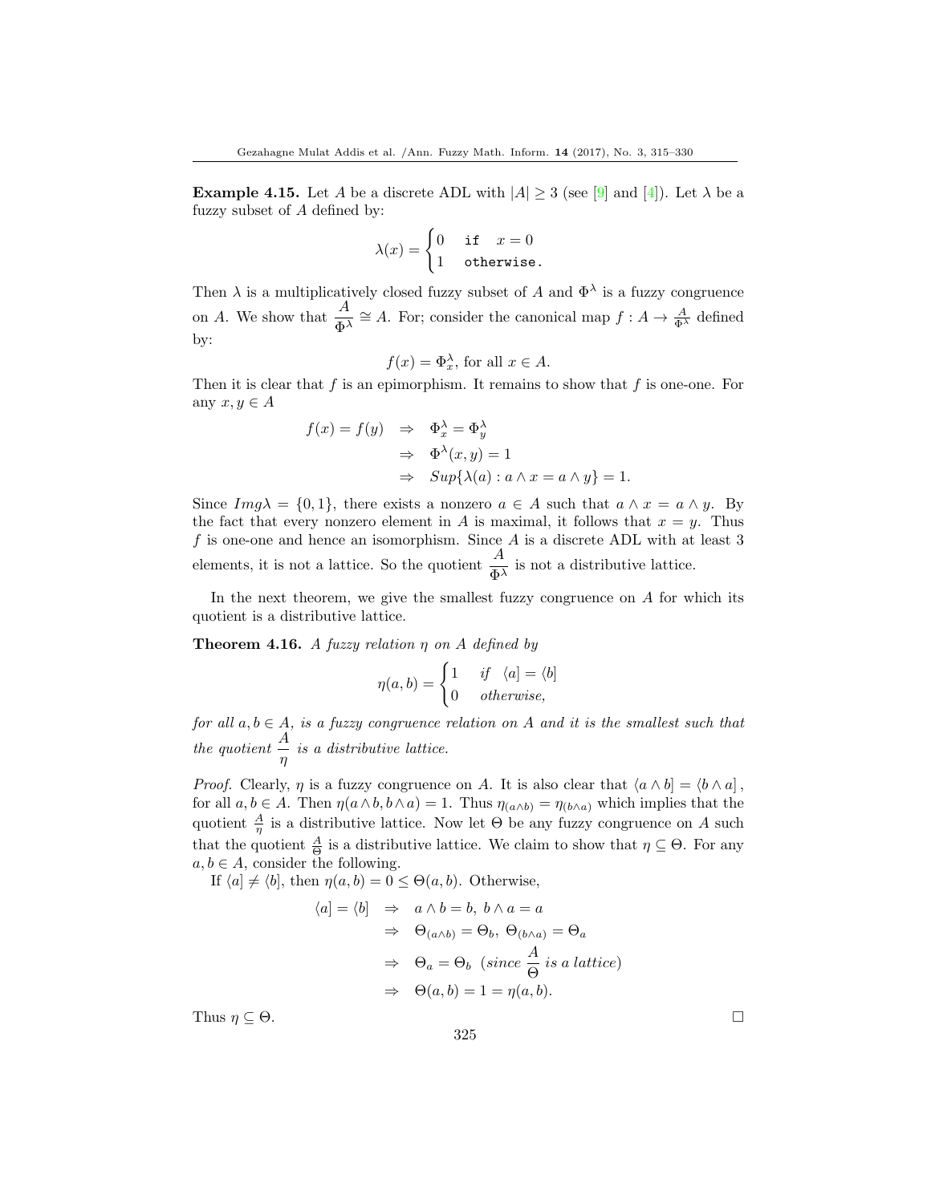**Example 4.15.** Let $A$ be a discrete ADL with $|A| \geq 3$ (see [9] and [4]). Let $\lambda$ be a fuzzy subset of $A$ defined by:

$$\lambda(x) = \begin{cases} 0 & \texttt{if} \quad x = 0 \\ 1 & \texttt{otherwise.} \end{cases}$$

Then $\lambda$ is a multiplicatively closed fuzzy subset of $A$ and $\Phi^{\lambda}$ is a fuzzy congruence on $A$. We show that $\dfrac{A}{\Phi^{\lambda}} \cong A$. For; consider the canonical map $f : A \to \frac{A}{\Phi^{\lambda}}$ defined by:

$$f(x) = \Phi^{\lambda}_x, \text{ for all } x \in A.$$

Then it is clear that $f$ is an epimorphism. It remains to show that $f$ is one-one. For any $x, y \in A$

$$\begin{aligned} f(x) = f(y) \quad &\Rightarrow \quad \Phi^{\lambda}_x = \Phi^{\lambda}_y \\ &\Rightarrow \quad \Phi^{\lambda}(x, y) = 1 \\ &\Rightarrow \quad Sup\{\lambda(a) : a \wedge x = a \wedge y\} = 1. \end{aligned}$$

Since $Img\lambda = \{0, 1\}$, there exists a nonzero $a \in A$ such that $a \wedge x = a \wedge y$. By the fact that every nonzero element in $A$ is maximal, it follows that $x = y$. Thus $f$ is one-one and hence an isomorphism. Since $A$ is a discrete ADL with at least 3 elements, it is not a lattice. So the quotient $\dfrac{A}{\Phi^{\lambda}}$ is not a distributive lattice.

In the next theorem, we give the smallest fuzzy congruence on $A$ for which its quotient is a distributive lattice.

**Theorem 4.16.** *A fuzzy relation $\eta$ on $A$ defined by*

$$\eta(a, b) = \begin{cases} 1 & \text{if} \quad \langle a] = \langle b] \\ 0 & \text{otherwise,} \end{cases}$$

*for all $a, b \in A$, is a fuzzy congruence relation on $A$ and it is the smallest such that the quotient $\dfrac{A}{\eta}$ is a distributive lattice.*

*Proof.* Clearly, $\eta$ is a fuzzy congruence on $A$. It is also clear that $\langle a \wedge b] = \langle b \wedge a]$, for all $a, b \in A$. Then $\eta(a \wedge b, b \wedge a) = 1$. Thus $\eta_{(a \wedge b)} = \eta_{(b \wedge a)}$ which implies that the quotient $\frac{A}{\eta}$ is a distributive lattice. Now let $\Theta$ be any fuzzy congruence on $A$ such that the quotient $\frac{A}{\Theta}$ is a distributive lattice. We claim to show that $\eta \subseteq \Theta$. For any $a, b \in A$, consider the following.

If $\langle a] \neq \langle b]$, then $\eta(a, b) = 0 \leq \Theta(a, b)$. Otherwise,

$$\begin{aligned} \langle a] = \langle b] \quad &\Rightarrow \quad a \wedge b = b, \; b \wedge a = a \\ &\Rightarrow \quad \Theta_{(a \wedge b)} = \Theta_b, \; \Theta_{(b \wedge a)} = \Theta_a \\ &\Rightarrow \quad \Theta_a = \Theta_b \;\; (since \; \frac{A}{\Theta} \; is \; a \; lattice) \\ &\Rightarrow \quad \Theta(a, b) = 1 = \eta(a, b). \end{aligned}$$

Thus $\eta \subseteq \Theta$. $\square$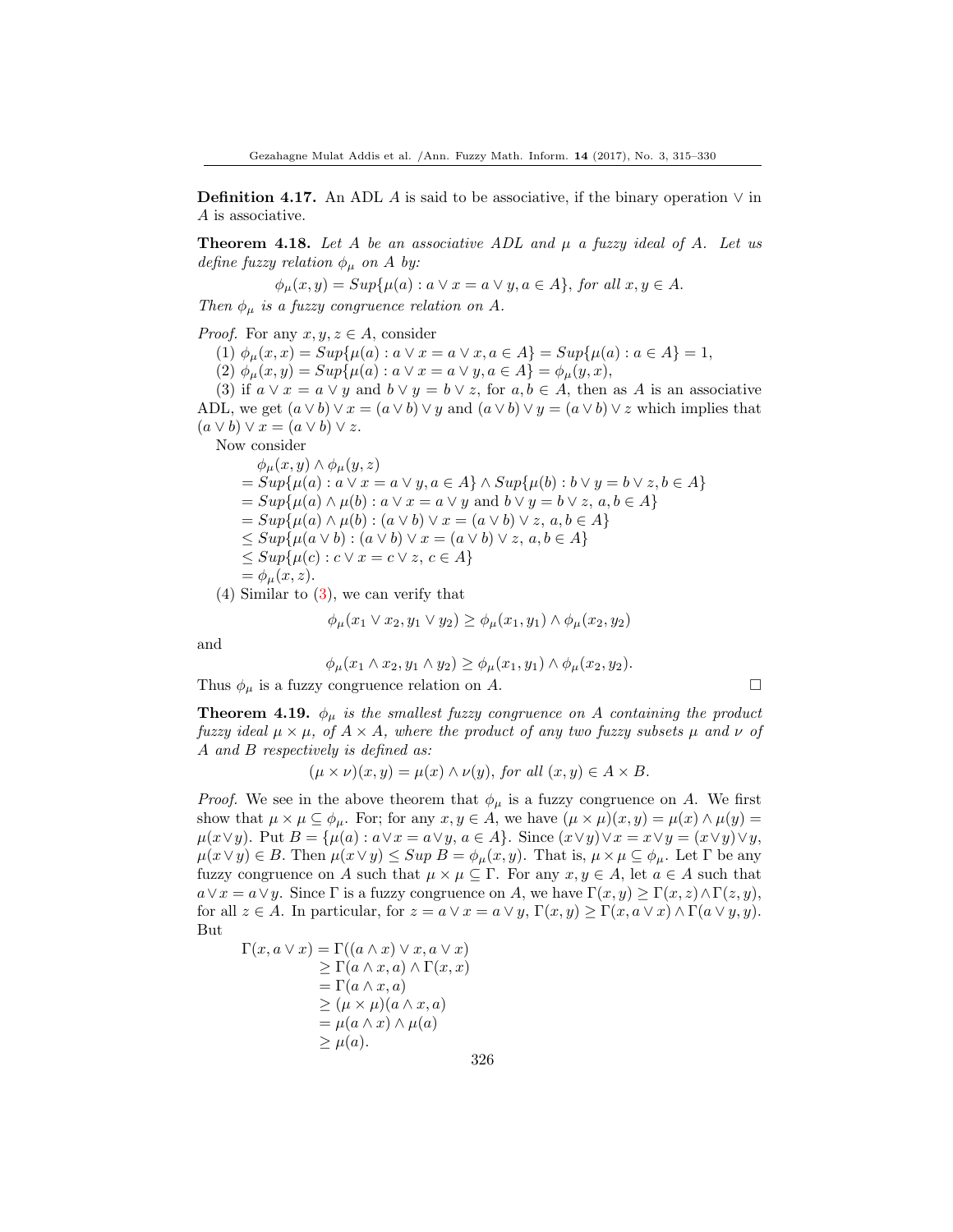**Definition 4.17.** An ADL $A$ is said to be associative, if the binary operation $\vee$ in $A$ is associative.

**Theorem 4.18.** *Let $A$ be an associative ADL and $\mu$ a fuzzy ideal of $A$. Let us define fuzzy relation $\phi_\mu$ on $A$ by:*

$$\phi_\mu(x,y) = Sup\{\mu(a) : a \vee x = a \vee y, a \in A\}, \text{ for all } x, y \in A.$$

*Then $\phi_\mu$ is a fuzzy congruence relation on $A$.*

*Proof.* For any $x, y, z \in A$, consider

(1) $\phi_\mu(x,x) = Sup\{\mu(a) : a \vee x = a \vee x, a \in A\} = Sup\{\mu(a) : a \in A\} = 1$,

(2) $\phi_\mu(x,y) = Sup\{\mu(a) : a \vee x = a \vee y, a \in A\} = \phi_\mu(y,x)$,

(3) if $a \vee x = a \vee y$ and $b \vee y = b \vee z$, for $a, b \in A$, then as $A$ is an associative ADL, we get $(a \vee b) \vee x = (a \vee b) \vee y$ and $(a \vee b) \vee y = (a \vee b) \vee z$ which implies that $(a \vee b) \vee x = (a \vee b) \vee z$.

Now consider

$$
\begin{aligned}
&\phi_\mu(x,y) \wedge \phi_\mu(y,z) \\
&= Sup\{\mu(a) : a \vee x = a \vee y, a \in A\} \wedge Sup\{\mu(b) : b \vee y = b \vee z, b \in A\} \\
&= Sup\{\mu(a) \wedge \mu(b) : a \vee x = a \vee y \text{ and } b \vee y = b \vee z,\ a, b \in A\} \\
&= Sup\{\mu(a) \wedge \mu(b) : (a \vee b) \vee x = (a \vee b) \vee z,\ a, b \in A\} \\
&\leq Sup\{\mu(a \vee b) : (a \vee b) \vee x = (a \vee b) \vee z,\ a, b \in A\} \\
&\leq Sup\{\mu(c) : c \vee x = c \vee z,\ c \in A\} \\
&= \phi_\mu(x,z).
\end{aligned}
$$

(4) Similar to (3), we can verify that

$$\phi_\mu(x_1 \vee x_2, y_1 \vee y_2) \geq \phi_\mu(x_1, y_1) \wedge \phi_\mu(x_2, y_2)$$

and

$$\phi_\mu(x_1 \wedge x_2, y_1 \wedge y_2) \geq \phi_\mu(x_1, y_1) \wedge \phi_\mu(x_2, y_2).$$

Thus $\phi_\mu$ is a fuzzy congruence relation on $A$. □

**Theorem 4.19.** *$\phi_\mu$ is the smallest fuzzy congruence on $A$ containing the product fuzzy ideal $\mu \times \mu$, of $A \times A$, where the product of any two fuzzy subsets $\mu$ and $\nu$ of $A$ and $B$ respectively is defined as:*

$$(\mu \times \nu)(x,y) = \mu(x) \wedge \nu(y), \text{ for all } (x,y) \in A \times B.$$

*Proof.* We see in the above theorem that $\phi_\mu$ is a fuzzy congruence on $A$. We first show that $\mu \times \mu \subseteq \phi_\mu$. For; for any $x, y \in A$, we have $(\mu \times \mu)(x,y) = \mu(x) \wedge \mu(y) = \mu(x \vee y)$. Put $B = \{\mu(a) : a \vee x = a \vee y,\ a \in A\}$. Since $(x \vee y) \vee x = x \vee y = (x \vee y) \vee y$, $\mu(x \vee y) \in B$. Then $\mu(x \vee y) \leq Sup\ B = \phi_\mu(x,y)$. That is, $\mu \times \mu \subseteq \phi_\mu$. Let $\Gamma$ be any fuzzy congruence on $A$ such that $\mu \times \mu \subseteq \Gamma$. For any $x, y \in A$, let $a \in A$ such that $a \vee x = a \vee y$. Since $\Gamma$ is a fuzzy congruence on $A$, we have $\Gamma(x,y) \geq \Gamma(x,z) \wedge \Gamma(z,y)$, for all $z \in A$. In particular, for $z = a \vee x = a \vee y$, $\Gamma(x,y) \geq \Gamma(x, a \vee x) \wedge \Gamma(a \vee y, y)$. But

$$
\begin{aligned}
\Gamma(x, a \vee x) &= \Gamma((a \wedge x) \vee x, a \vee x) \\
&\geq \Gamma(a \wedge x, a) \wedge \Gamma(x,x) \\
&= \Gamma(a \wedge x, a) \\
&\geq (\mu \times \mu)(a \wedge x, a) \\
&= \mu(a \wedge x) \wedge \mu(a) \\
&\geq \mu(a).
\end{aligned}
$$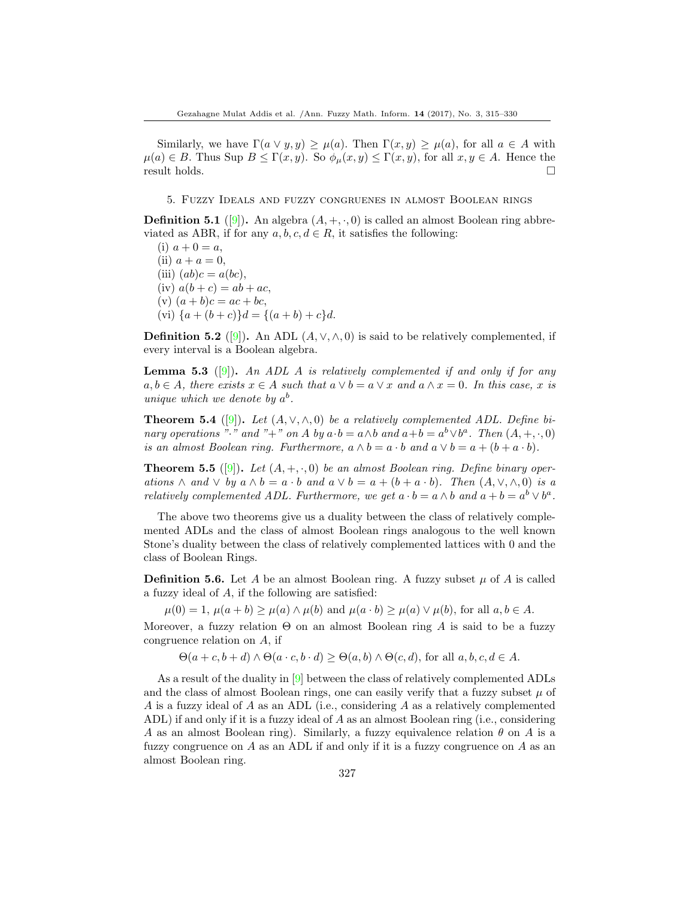Similarly, we have $\Gamma(a \vee y, y) \geq \mu(a)$. Then $\Gamma(x, y) \geq \mu(a)$, for all $a \in A$ with $\mu(a) \in B$. Thus Sup $B \leq \Gamma(x, y)$. So $\phi_\mu(x, y) \leq \Gamma(x, y)$, for all $x, y \in A$. Hence the result holds. □

## 5. Fuzzy Ideals and fuzzy congruenes in almost Boolean rings

**Definition 5.1** ([9]). An algebra $(A, +, \cdot, 0)$ is called an almost Boolean ring abbreviated as ABR, if for any $a, b, c, d \in R$, it satisfies the following:

(i) $a + 0 = a$,
(ii) $a + a = 0$,
(iii) $(ab)c = a(bc)$,
(iv) $a(b + c) = ab + ac$,
(v) $(a + b)c = ac + bc$,
(vi) $\{a + (b + c)\}d = \{(a + b) + c\}d$.

**Definition 5.2** ([9]). An ADL $(A, \vee, \wedge, 0)$ is said to be relatively complemented, if every interval is a Boolean algebra.

**Lemma 5.3** ([9]). *An ADL $A$ is relatively complemented if and only if for any $a, b \in A$, there exists $x \in A$ such that $a \vee b = a \vee x$ and $a \wedge x = 0$. In this case, $x$ is unique which we denote by $a^b$.*

**Theorem 5.4** ([9]). *Let $(A, \vee, \wedge, 0)$ be a relatively complemented ADL. Define binary operations "$\cdot$" and "$+$" on $A$ by $a \cdot b = a \wedge b$ and $a + b = a^b \vee b^a$. Then $(A, +, \cdot, 0)$ is an almost Boolean ring. Furthermore, $a \wedge b = a \cdot b$ and $a \vee b = a + (b + a \cdot b)$.*

**Theorem 5.5** ([9]). *Let $(A, +, \cdot, 0)$ be an almost Boolean ring. Define binary operations $\wedge$ and $\vee$ by $a \wedge b = a \cdot b$ and $a \vee b = a + (b + a \cdot b)$. Then $(A, \vee, \wedge, 0)$ is a relatively complemented ADL. Furthermore, we get $a \cdot b = a \wedge b$ and $a + b = a^b \vee b^a$.*

The above two theorems give us a duality between the class of relatively complemented ADLs and the class of almost Boolean rings analogous to the well known Stone's duality between the class of relatively complemented lattices with 0 and the class of Boolean Rings.

**Definition 5.6.** Let $A$ be an almost Boolean ring. A fuzzy subset $\mu$ of $A$ is called a fuzzy ideal of $A$, if the following are satisfied:

$$\mu(0) = 1,\ \mu(a + b) \geq \mu(a) \wedge \mu(b) \text{ and } \mu(a \cdot b) \geq \mu(a) \vee \mu(b), \text{ for all } a, b \in A.$$

Moreover, a fuzzy relation $\Theta$ on an almost Boolean ring $A$ is said to be a fuzzy congruence relation on $A$, if

$$\Theta(a + c, b + d) \wedge \Theta(a \cdot c, b \cdot d) \geq \Theta(a, b) \wedge \Theta(c, d), \text{ for all } a, b, c, d \in A.$$

As a result of the duality in [9] between the class of relatively complemented ADLs and the class of almost Boolean rings, one can easily verify that a fuzzy subset $\mu$ of $A$ is a fuzzy ideal of $A$ as an ADL (i.e., considering $A$ as a relatively complemented ADL) if and only if it is a fuzzy ideal of $A$ as an almost Boolean ring (i.e., considering $A$ as an almost Boolean ring). Similarly, a fuzzy equivalence relation $\theta$ on $A$ is a fuzzy congruence on $A$ as an ADL if and only if it is a fuzzy congruence on $A$ as an almost Boolean ring.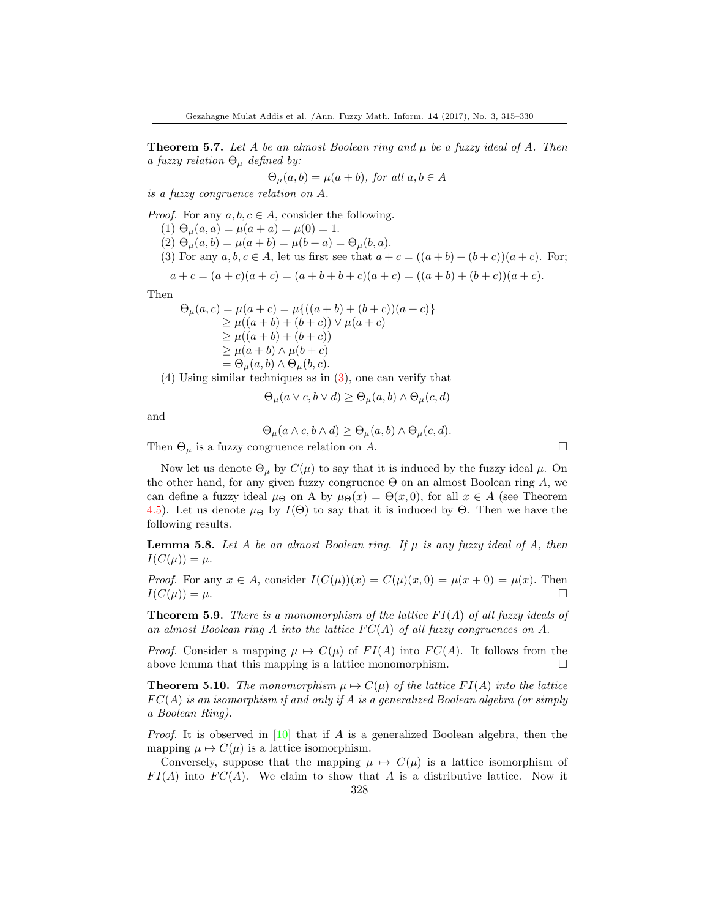**Theorem 5.7.** *Let $A$ be an almost Boolean ring and $\mu$ be a fuzzy ideal of $A$. Then a fuzzy relation $\Theta_\mu$ defined by:*

$$\Theta_\mu(a, b) = \mu(a + b), \text{ for all } a, b \in A$$

*is a fuzzy congruence relation on $A$.*

*Proof.* For any $a, b, c \in A$, consider the following.

(1) $\Theta_\mu(a, a) = \mu(a + a) = \mu(0) = 1$.

(2) $\Theta_\mu(a, b) = \mu(a + b) = \mu(b + a) = \Theta_\mu(b, a)$.

(3) For any $a, b, c \in A$, let us first see that $a + c = ((a + b) + (b + c))(a + c)$. For;

$$a + c = (a + c)(a + c) = (a + b + b + c)(a + c) = ((a + b) + (b + c))(a + c).$$

Then

$$\begin{aligned}
\Theta_\mu(a, c) = \mu(a + c) &= \mu\{((a + b) + (b + c))(a + c)\} \\
&\geq \mu((a + b) + (b + c)) \vee \mu(a + c) \\
&\geq \mu((a + b) + (b + c)) \\
&\geq \mu(a + b) \wedge \mu(b + c) \\
&= \Theta_\mu(a, b) \wedge \Theta_\mu(b, c).
\end{aligned}$$

(4) Using similar techniques as in (3), one can verify that

$$\Theta_\mu(a \vee c, b \vee d) \geq \Theta_\mu(a, b) \wedge \Theta_\mu(c, d)$$

and

$$\Theta_\mu(a \wedge c, b \wedge d) \geq \Theta_\mu(a, b) \wedge \Theta_\mu(c, d).$$

Then $\Theta_\mu$ is a fuzzy congruence relation on $A$. □

Now let us denote $\Theta_\mu$ by $C(\mu)$ to say that it is induced by the fuzzy ideal $\mu$. On the other hand, for any given fuzzy congruence $\Theta$ on an almost Boolean ring $A$, we can define a fuzzy ideal $\mu_\Theta$ on A by $\mu_\Theta(x) = \Theta(x, 0)$, for all $x \in A$ (see Theorem 4.5). Let us denote $\mu_\Theta$ by $I(\Theta)$ to say that it is induced by $\Theta$. Then we have the following results.

**Lemma 5.8.** *Let $A$ be an almost Boolean ring. If $\mu$ is any fuzzy ideal of $A$, then $I(C(\mu)) = \mu$.*

*Proof.* For any $x \in A$, consider $I(C(\mu))(x) = C(\mu)(x, 0) = \mu(x + 0) = \mu(x)$. Then $I(C(\mu)) = \mu$. □

**Theorem 5.9.** *There is a monomorphism of the lattice $FI(A)$ of all fuzzy ideals of an almost Boolean ring $A$ into the lattice $FC(A)$ of all fuzzy congruences on $A$.*

*Proof.* Consider a mapping $\mu \mapsto C(\mu)$ of $FI(A)$ into $FC(A)$. It follows from the above lemma that this mapping is a lattice monomorphism. □

**Theorem 5.10.** *The monomorphism $\mu \mapsto C(\mu)$ of the lattice $FI(A)$ into the lattice $FC(A)$ is an isomorphism if and only if $A$ is a generalized Boolean algebra (or simply a Boolean Ring).*

*Proof.* It is observed in [10] that if $A$ is a generalized Boolean algebra, then the mapping $\mu \mapsto C(\mu)$ is a lattice isomorphism.

Conversely, suppose that the mapping $\mu \mapsto C(\mu)$ is a lattice isomorphism of $FI(A)$ into $FC(A)$. We claim to show that $A$ is a distributive lattice. Now it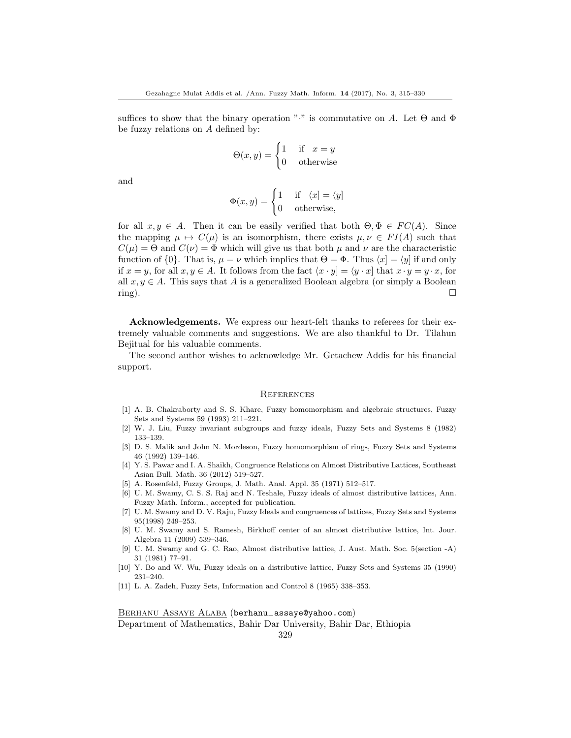suffices to show that the binary operation "$\cdot$" is commutative on $A$. Let $\Theta$ and $\Phi$ be fuzzy relations on $A$ defined by:

$$\Theta(x, y) = \begin{cases} 1 & \text{if} \quad x = y \\ 0 & \text{otherwise} \end{cases}$$

and

$$\Phi(x, y) = \begin{cases} 1 & \text{if} \quad \langle x] = \langle y] \\ 0 & \text{otherwise,} \end{cases}$$

for all $x, y \in A$. Then it can be easily verified that both $\Theta, \Phi \in FC(A)$. Since the mapping $\mu \mapsto C(\mu)$ is an isomorphism, there exists $\mu, \nu \in FI(A)$ such that $C(\mu) = \Theta$ and $C(\nu) = \Phi$ which will give us that both $\mu$ and $\nu$ are the characteristic function of $\{0\}$. That is, $\mu = \nu$ which implies that $\Theta = \Phi$. Thus $\langle x] = \langle y]$ if and only if $x = y$, for all $x, y \in A$. It follows from the fact $\langle x \cdot y] = \langle y \cdot x]$ that $x \cdot y = y \cdot x$, for all $x, y \in A$. This says that $A$ is a generalized Boolean algebra (or simply a Boolean ring). □

**Acknowledgements.** We express our heart-felt thanks to referees for their extremely valuable comments and suggestions. We are also thankful to Dr. Tilahun Bejitual for his valuable comments.

The second author wishes to acknowledge Mr. Getachew Addis for his financial support.

## References

[1] A. B. Chakraborty and S. S. Khare, Fuzzy homomorphism and algebraic structures, Fuzzy Sets and Systems 59 (1993) 211–221.

[2] W. J. Liu, Fuzzy invariant subgroups and fuzzy ideals, Fuzzy Sets and Systems 8 (1982) 133–139.

[3] D. S. Malik and John N. Mordeson, Fuzzy homomorphism of rings, Fuzzy Sets and Systems 46 (1992) 139–146.

[4] Y. S. Pawar and I. A. Shaikh, Congruence Relations on Almost Distributive Lattices, Southeast Asian Bull. Math. 36 (2012) 519–527.

[5] A. Rosenfeld, Fuzzy Groups, J. Math. Anal. Appl. 35 (1971) 512–517.

[6] U. M. Swamy, C. S. S. Raj and N. Teshale, Fuzzy ideals of almost distributive lattices, Ann. Fuzzy Math. Inform., accepted for publication.

[7] U. M. Swamy and D. V. Raju, Fuzzy Ideals and congruences of lattices, Fuzzy Sets and Systems 95(1998) 249–253.

[8] U. M. Swamy and S. Ramesh, Birkhoff center of an almost distributive lattice, Int. Jour. Algebra 11 (2009) 539–346.

[9] U. M. Swamy and G. C. Rao, Almost distributive lattice, J. Aust. Math. Soc. 5(section -A) 31 (1981) 77–91.

[10] Y. Bo and W. Wu, Fuzzy ideals on a distributive lattice, Fuzzy Sets and Systems 35 (1990) 231–240.

[11] L. A. Zadeh, Fuzzy Sets, Information and Control 8 (1965) 338–353.

Berhanu Assaye Alaba (berhanu_assaye@yahoo.com)
Department of Mathematics, Bahir Dar University, Bahir Dar, Ethiopia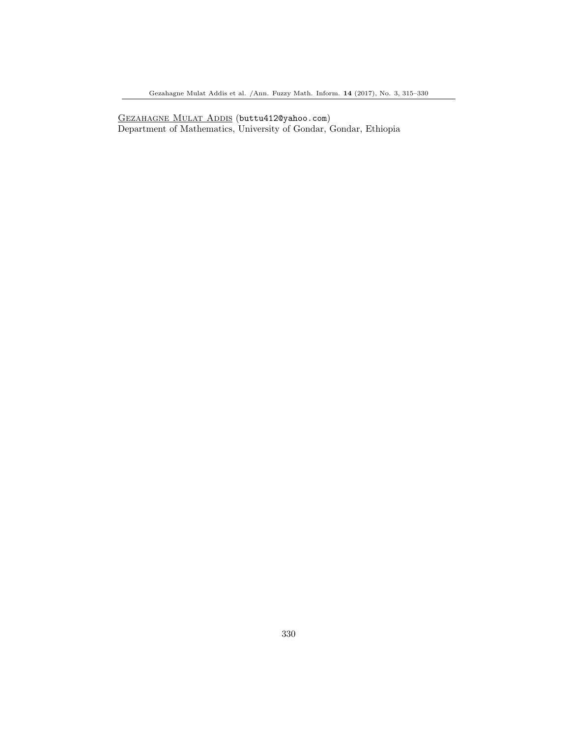<u>Gezahagne Mulat Addis</u> (buttu412@yahoo.com)
Department of Mathematics, University of Gondar, Gondar, Ethiopia